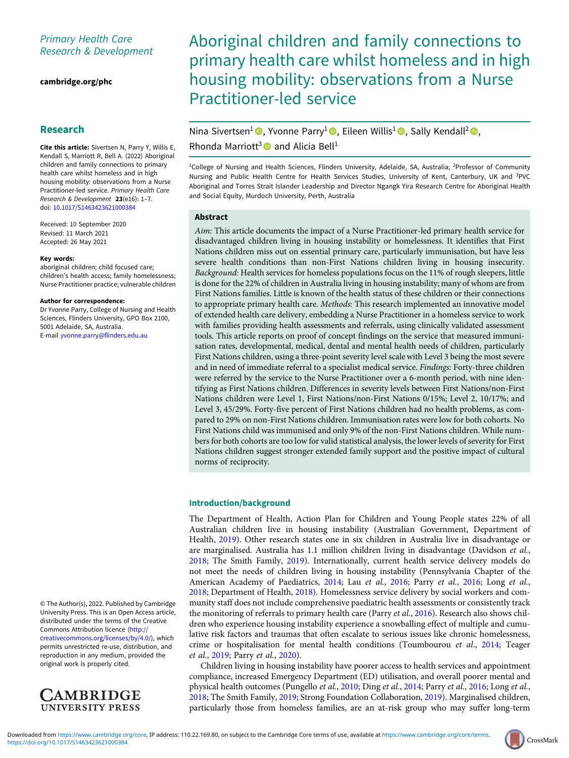Primary Health Care Research & Development

cambridge.org/phc

## Research

**Cite this article:** Sivertsen N, Parry Y, Willis E, Kendall S, Marriott R, Bell A. (2022) Aboriginal children and family connections to primary health care whilst homeless and in high housing mobility: observations from a Nurse Practitioner-led service. *Primary Health Care Research & Development* **23**(e16): 1–7. doi: 10.1017/S1463423621000384

Received: 10 September 2020
Revised: 11 March 2021
Accepted: 26 May 2021

**Key words:**
aboriginal children; child focused care; children's health access; family homelessness; Nurse Practitioner practice; vulnerable children

**Author for correspondence:**
Dr Yvonne Parry, College of Nursing and Health Sciences, Flinders University, GPO Box 2100, 5001 Adelaide, SA, Australia.
E-mail yvonne.parry@flinders.edu.au

© The Author(s), 2022. Published by Cambridge University Press. This is an Open Access article, distributed under the terms of the Creative Commons Attribution licence (http://creativecommons.org/licenses/by/4.0/), which permits unrestricted re-use, distribution, and reproduction in any medium, provided the original work is properly cited.

# Aboriginal children and family connections to primary health care whilst homeless and in high housing mobility: observations from a Nurse Practitioner-led service

Nina Sivertsen[1], Yvonne Parry[1], Eileen Willis[1], Sally Kendall[2], Rhonda Marriott[3] and Alicia Bell[1]

[1]College of Nursing and Health Sciences, Flinders University, Adelaide, SA, Australia; [2]Professor of Community Nursing and Public Health Centre for Health Services Studies, University of Kent, Canterbury, UK and [3]PVC Aboriginal and Torres Strait Islander Leadership and Director Ngangk Yira Research Centre for Aboriginal Health and Social Equity, Murdoch University, Perth, Australia

### Abstract

*Aim:* This article documents the impact of a Nurse Practitioner-led primary health service for disadvantaged children living in housing instability or homelessness. It identifies that First Nations children miss out on essential primary care, particularly immunisation, but have less severe health conditions than non-First Nations children living in housing insecurity. *Background:* Health services for homeless populations focus on the 11% of rough sleepers, little is done for the 22% of children in Australia living in housing instability; many of whom are from First Nations families. Little is known of the health status of these children or their connections to appropriate primary health care. *Methods:* This research implemented an innovative model of extended health care delivery, embedding a Nurse Practitioner in a homeless service to work with families providing health assessments and referrals, using clinically validated assessment tools. This article reports on proof of concept findings on the service that measured immunisation rates, developmental, medical, dental and mental health needs of children, particularly First Nations children, using a three-point severity level scale with Level 3 being the most severe and in need of immediate referral to a specialist medical service. *Findings:* Forty-three children were referred by the service to the Nurse Practitioner over a 6-month period, with nine identifying as First Nations children. Differences in severity levels between First Nations/non-First Nations children were Level 1, First Nations/non-First Nations 0/15%; Level 2, 10/17%; and Level 3, 45/29%. Forty-five percent of First Nations children had no health problems, as compared to 29% on non-First Nations children. Immunisation rates were low for both cohorts. No First Nations child was immunised and only 9% of the non-First Nations children. While numbers for both cohorts are too low for valid statistical analysis, the lower levels of severity for First Nations children suggest stronger extended family support and the positive impact of cultural norms of reciprocity.

## Introduction/background

The Department of Health, Action Plan for Children and Young People states 22% of all Australian children live in housing instability (Australian Government, Department of Health, 2019). Other research states one in six children in Australia live in disadvantage or are marginalised. Australia has 1.1 million children living in disadvantage (Davidson *et al.*, 2018; The Smith Family, 2019). Internationally, current health service delivery models do not meet the needs of children living in housing instability (Pennsylvania Chapter of the American Academy of Paediatrics, 2014; Lau *et al.*, 2016; Parry *et al.*, 2016; Long *et al.*, 2018; Department of Health, 2018). Homelessness service delivery by social workers and community staff does not include comprehensive paediatric health assessments or consistently track the monitoring of referrals to primary health care (Parry *et al.*, 2016). Research also shows children who experience housing instability experience a snowballing effect of multiple and cumulative risk factors and traumas that often escalate to serious issues like chronic homelessness, crime or hospitalisation for mental health conditions (Toumbourou *et al.*, 2014; Teager *et al.*, 2019; Parry *et al.*, 2020).

Children living in housing instability have poorer access to health services and appointment compliance, increased Emergency Department (ED) utilisation, and overall poorer mental and physical health outcomes (Pungello *et al.*, 2010; Ding *et al.*, 2014; Parry *et al.*, 2016; Long *et al.*, 2018; The Smith Family, 2019; Strong Foundation Collaboration, 2019). Marginalised children, particularly those from homeless families, are an at-risk group who may suffer long-term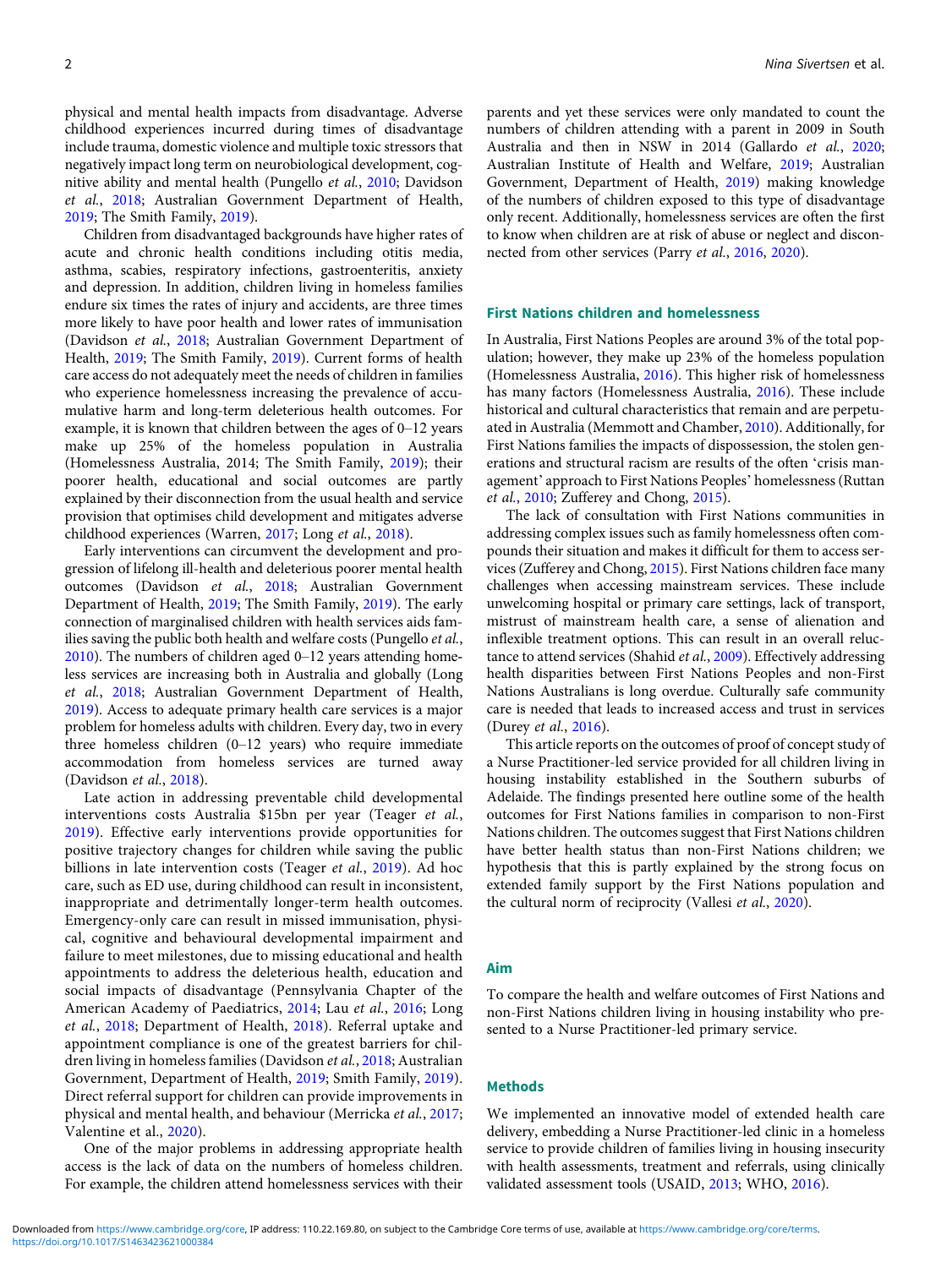physical and mental health impacts from disadvantage. Adverse childhood experiences incurred during times of disadvantage include trauma, domestic violence and multiple toxic stressors that negatively impact long term on neurobiological development, cognitive ability and mental health (Pungello *et al.*, 2010; Davidson *et al.*, 2018; Australian Government Department of Health, 2019; The Smith Family, 2019).

Children from disadvantaged backgrounds have higher rates of acute and chronic health conditions including otitis media, asthma, scabies, respiratory infections, gastroenteritis, anxiety and depression. In addition, children living in homeless families endure six times the rates of injury and accidents, are three times more likely to have poor health and lower rates of immunisation (Davidson *et al.*, 2018; Australian Government Department of Health, 2019; The Smith Family, 2019). Current forms of health care access do not adequately meet the needs of children in families who experience homelessness increasing the prevalence of accumulative harm and long-term deleterious health outcomes. For example, it is known that children between the ages of 0–12 years make up 25% of the homeless population in Australia (Homelessness Australia, 2014; The Smith Family, 2019); their poorer health, educational and social outcomes are partly explained by their disconnection from the usual health and service provision that optimises child development and mitigates adverse childhood experiences (Warren, 2017; Long *et al.*, 2018).

Early interventions can circumvent the development and progression of lifelong ill-health and deleterious poorer mental health outcomes (Davidson *et al.*, 2018; Australian Government Department of Health, 2019; The Smith Family, 2019). The early connection of marginalised children with health services aids families saving the public both health and welfare costs (Pungello *et al.*, 2010). The numbers of children aged 0–12 years attending homeless services are increasing both in Australia and globally (Long *et al.*, 2018; Australian Government Department of Health, 2019). Access to adequate primary health care services is a major problem for homeless adults with children. Every day, two in every three homeless children (0–12 years) who require immediate accommodation from homeless services are turned away (Davidson *et al.*, 2018).

Late action in addressing preventable child developmental interventions costs Australia $15bn per year (Teager *et al.*, 2019). Effective early interventions provide opportunities for positive trajectory changes for children while saving the public billions in late intervention costs (Teager *et al.*, 2019). Ad hoc care, such as ED use, during childhood can result in inconsistent, inappropriate and detrimentally longer-term health outcomes. Emergency-only care can result in missed immunisation, physical, cognitive and behavioural developmental impairment and failure to meet milestones, due to missing educational and health appointments to address the deleterious health, education and social impacts of disadvantage (Pennsylvania Chapter of the American Academy of Paediatrics, 2014; Lau *et al.*, 2016; Long *et al.*, 2018; Department of Health, 2018). Referral uptake and appointment compliance is one of the greatest barriers for children living in homeless families (Davidson *et al.*, 2018; Australian Government, Department of Health, 2019; Smith Family, 2019). Direct referral support for children can provide improvements in physical and mental health, and behaviour (Merricka *et al.*, 2017; Valentine et al., 2020).

One of the major problems in addressing appropriate health access is the lack of data on the numbers of homeless children. For example, the children attend homelessness services with their parents and yet these services were only mandated to count the numbers of children attending with a parent in 2009 in South Australia and then in NSW in 2014 (Gallardo *et al.*, 2020; Australian Institute of Health and Welfare, 2019; Australian Government, Department of Health, 2019) making knowledge of the numbers of children exposed to this type of disadvantage only recent. Additionally, homelessness services are often the first to know when children are at risk of abuse or neglect and disconnected from other services (Parry *et al.*, 2016, 2020).

## First Nations children and homelessness

In Australia, First Nations Peoples are around 3% of the total population; however, they make up 23% of the homeless population (Homelessness Australia, 2016). This higher risk of homelessness has many factors (Homelessness Australia, 2016). These include historical and cultural characteristics that remain and are perpetuated in Australia (Memmott and Chamber, 2010). Additionally, for First Nations families the impacts of dispossession, the stolen generations and structural racism are results of the often 'crisis management' approach to First Nations Peoples' homelessness (Ruttan *et al.*, 2010; Zufferey and Chong, 2015).

The lack of consultation with First Nations communities in addressing complex issues such as family homelessness often compounds their situation and makes it difficult for them to access services (Zufferey and Chong, 2015). First Nations children face many challenges when accessing mainstream services. These include unwelcoming hospital or primary care settings, lack of transport, mistrust of mainstream health care, a sense of alienation and inflexible treatment options. This can result in an overall reluctance to attend services (Shahid *et al.*, 2009). Effectively addressing health disparities between First Nations Peoples and non-First Nations Australians is long overdue. Culturally safe community care is needed that leads to increased access and trust in services (Durey *et al.*, 2016).

This article reports on the outcomes of proof of concept study of a Nurse Practitioner-led service provided for all children living in housing instability established in the Southern suburbs of Adelaide. The findings presented here outline some of the health outcomes for First Nations families in comparison to non-First Nations children. The outcomes suggest that First Nations children have better health status than non-First Nations children; we hypothesis that this is partly explained by the strong focus on extended family support by the First Nations population and the cultural norm of reciprocity (Vallesi *et al.*, 2020).

## Aim

To compare the health and welfare outcomes of First Nations and non-First Nations children living in housing instability who presented to a Nurse Practitioner-led primary service.

## Methods

We implemented an innovative model of extended health care delivery, embedding a Nurse Practitioner-led clinic in a homeless service to provide children of families living in housing insecurity with health assessments, treatment and referrals, using clinically validated assessment tools (USAID, 2013; WHO, 2016).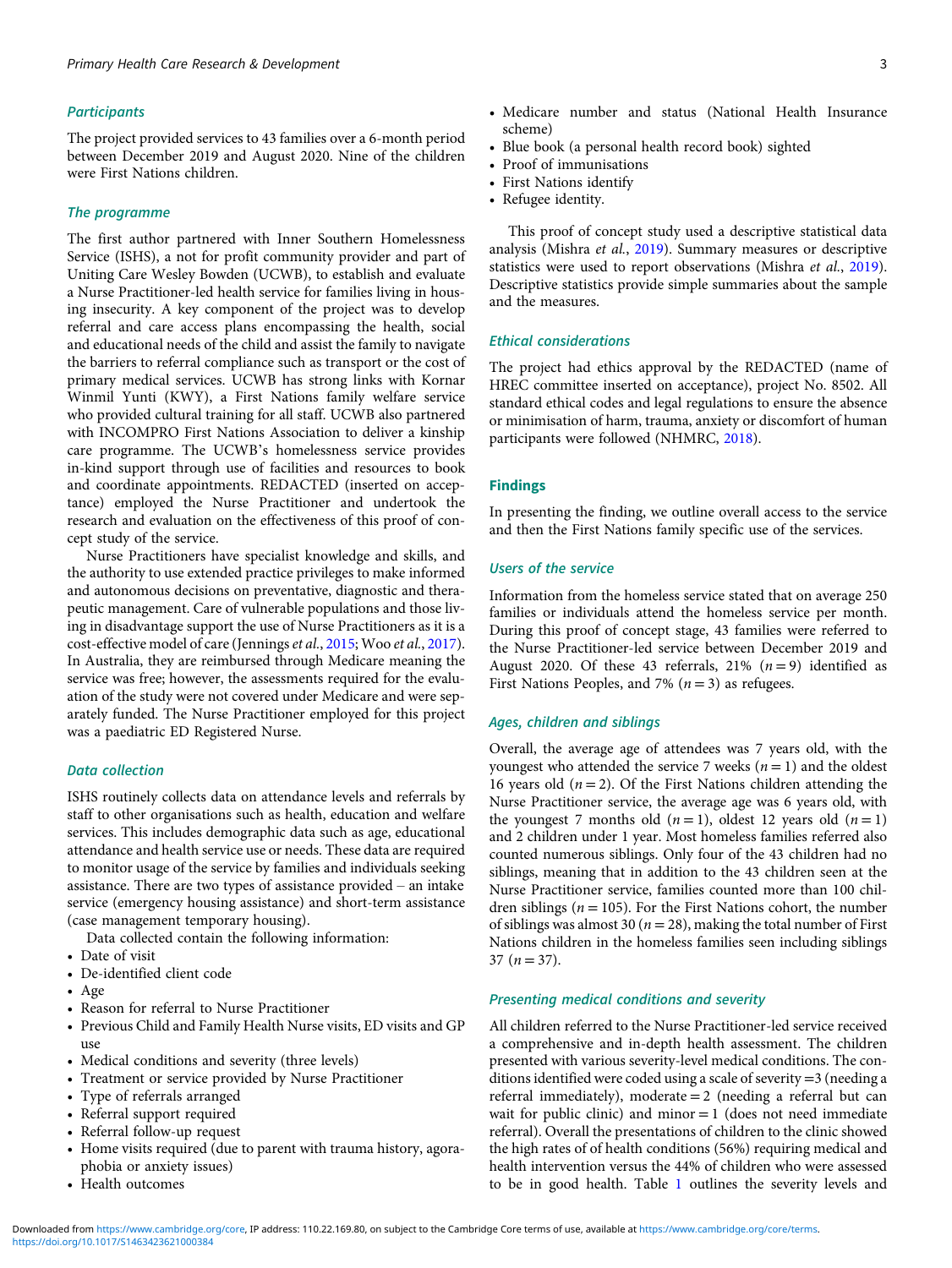### Participants

The project provided services to 43 families over a 6-month period between December 2019 and August 2020. Nine of the children were First Nations children.

### The programme

The first author partnered with Inner Southern Homelessness Service (ISHS), a not for profit community provider and part of Uniting Care Wesley Bowden (UCWB), to establish and evaluate a Nurse Practitioner-led health service for families living in housing insecurity. A key component of the project was to develop referral and care access plans encompassing the health, social and educational needs of the child and assist the family to navigate the barriers to referral compliance such as transport or the cost of primary medical services. UCWB has strong links with Kornar Winmil Yunti (KWY), a First Nations family welfare service who provided cultural training for all staff. UCWB also partnered with INCOMPRO First Nations Association to deliver a kinship care programme. The UCWB's homelessness service provides in-kind support through use of facilities and resources to book and coordinate appointments. REDACTED (inserted on acceptance) employed the Nurse Practitioner and undertook the research and evaluation on the effectiveness of this proof of concept study of the service.

Nurse Practitioners have specialist knowledge and skills, and the authority to use extended practice privileges to make informed and autonomous decisions on preventative, diagnostic and therapeutic management. Care of vulnerable populations and those living in disadvantage support the use of Nurse Practitioners as it is a cost-effective model of care (Jennings *et al.*, 2015; Woo *et al.*, 2017). In Australia, they are reimbursed through Medicare meaning the service was free; however, the assessments required for the evaluation of the study were not covered under Medicare and were separately funded. The Nurse Practitioner employed for this project was a paediatric ED Registered Nurse.

### Data collection

ISHS routinely collects data on attendance levels and referrals by staff to other organisations such as health, education and welfare services. This includes demographic data such as age, educational attendance and health service use or needs. These data are required to monitor usage of the service by families and individuals seeking assistance. There are two types of assistance provided – an intake service (emergency housing assistance) and short-term assistance (case management temporary housing).

Data collected contain the following information:

- Date of visit
- De-identified client code
- Age
- Reason for referral to Nurse Practitioner
- Previous Child and Family Health Nurse visits, ED visits and GP use
- Medical conditions and severity (three levels)
- Treatment or service provided by Nurse Practitioner
- Type of referrals arranged
- Referral support required
- Referral follow-up request
- Home visits required (due to parent with trauma history, agoraphobia or anxiety issues)
- Health outcomes
- Medicare number and status (National Health Insurance scheme)
- Blue book (a personal health record book) sighted
- Proof of immunisations
- First Nations identify
- Refugee identity.

This proof of concept study used a descriptive statistical data analysis (Mishra *et al.*, 2019). Summary measures or descriptive statistics were used to report observations (Mishra *et al.*, 2019). Descriptive statistics provide simple summaries about the sample and the measures.

### Ethical considerations

The project had ethics approval by the REDACTED (name of HREC committee inserted on acceptance), project No. 8502. All standard ethical codes and legal regulations to ensure the absence or minimisation of harm, trauma, anxiety or discomfort of human participants were followed (NHMRC, 2018).

## Findings

In presenting the finding, we outline overall access to the service and then the First Nations family specific use of the services.

### Users of the service

Information from the homeless service stated that on average 250 families or individuals attend the homeless service per month. During this proof of concept stage, 43 families were referred to the Nurse Practitioner-led service between December 2019 and August 2020. Of these 43 referrals, 21% ($n = 9$) identified as First Nations Peoples, and 7% ($n = 3$) as refugees.

### Ages, children and siblings

Overall, the average age of attendees was 7 years old, with the youngest who attended the service 7 weeks ($n = 1$) and the oldest 16 years old ($n = 2$). Of the First Nations children attending the Nurse Practitioner service, the average age was 6 years old, with the youngest 7 months old ($n = 1$), oldest 12 years old ($n = 1$) and 2 children under 1 year. Most homeless families referred also counted numerous siblings. Only four of the 43 children had no siblings, meaning that in addition to the 43 children seen at the Nurse Practitioner service, families counted more than 100 children siblings ($n = 105$). For the First Nations cohort, the number of siblings was almost 30 ($n = 28$), making the total number of First Nations children in the homeless families seen including siblings 37 ($n = 37$).

### Presenting medical conditions and severity

All children referred to the Nurse Practitioner-led service received a comprehensive and in-depth health assessment. The children presented with various severity-level medical conditions. The conditions identified were coded using a scale of severity =3 (needing a referral immediately), moderate = 2 (needing a referral but can wait for public clinic) and minor = 1 (does not need immediate referral). Overall the presentations of children to the clinic showed the high rates of of health conditions (56%) requiring medical and health intervention versus the 44% of children who were assessed to be in good health. Table 1 outlines the severity levels and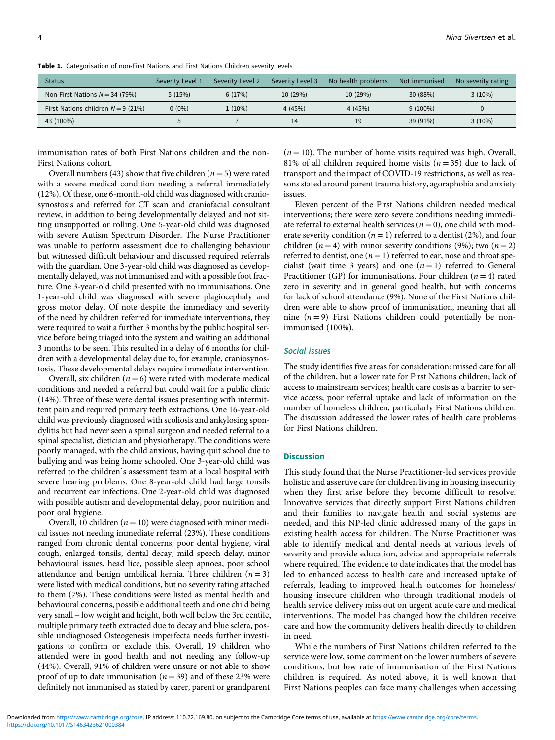**Table 1.** Categorisation of non-First Nations and First Nations Children severity levels

| Status | Severity Level 1 | Severity Level 2 | Severity Level 3 | No health problems | Not immunised | No severity rating |
|---|---|---|---|---|---|---|
| Non-First Nations $N = 34$ (79%) | 5 (15%) | 6 (17%) | 10 (29%) | 10 (29%) | 30 (88%) | 3 (10%) |
| First Nations children $N = 9$ (21%) | 0 (0%) | 1 (10%) | 4 (45%) | 4 (45%) | 9 (100%) | 0 |
| 43 (100%) | 5 | 7 | 14 | 19 | 39 (91%) | 3 (10%) |

immunisation rates of both First Nations children and the non-First Nations cohort.

Overall numbers (43) show that five children ($n = 5$) were rated with a severe medical condition needing a referral immediately (12%). Of these, one 6-month-old child was diagnosed with craniosynostosis and referred for CT scan and craniofacial consultant review, in addition to being developmentally delayed and not sitting unsupported or rolling. One 5-year-old child was diagnosed with severe Autism Spectrum Disorder. The Nurse Practitioner was unable to perform assessment due to challenging behaviour but witnessed difficult behaviour and discussed required referrals with the guardian. One 3-year-old child was diagnosed as developmentally delayed, was not immunised and with a possible foot fracture. One 3-year-old child presented with no immunisations. One 1-year-old child was diagnosed with severe plagiocephaly and gross motor delay. Of note despite the immediacy and severity of the need by children referred for immediate interventions, they were required to wait a further 3 months by the public hospital service before being triaged into the system and waiting an additional 3 months to be seen. This resulted in a delay of 6 months for children with a developmental delay due to, for example, craniosynostosis. These developmental delays require immediate intervention.

Overall, six children ($n = 6$) were rated with moderate medical conditions and needed a referral but could wait for a public clinic (14%). Three of these were dental issues presenting with intermittent pain and required primary teeth extractions. One 16-year-old child was previously diagnosed with scoliosis and ankylosing spondylitis but had never seen a spinal surgeon and needed referral to a spinal specialist, dietician and physiotherapy. The conditions were poorly managed, with the child anxious, having quit school due to bullying and was being home schooled. One 3-year-old child was referred to the children's assessment team at a local hospital with severe hearing problems. One 8-year-old child had large tonsils and recurrent ear infections. One 2-year-old child was diagnosed with possible autism and developmental delay, poor nutrition and poor oral hygiene.

Overall, 10 children ($n = 10$) were diagnosed with minor medical issues not needing immediate referral (23%). These conditions ranged from chronic dental concerns, poor dental hygiene, viral cough, enlarged tonsils, dental decay, mild speech delay, minor behavioural issues, head lice, possible sleep apnoea, poor school attendance and benign umbilical hernia. Three children ($n = 3$) were listed with medical conditions, but no severity rating attached to them (7%). These conditions were listed as mental health and behavioural concerns, possible additional teeth and one child being very small – low weight and height, both well below the 3rd centile, multiple primary teeth extracted due to decay and blue sclera, possible undiagnosed Osteogenesis imperfecta needs further investigations to confirm or exclude this. Overall, 19 children who attended were in good health and not needing any follow-up (44%). Overall, 91% of children were unsure or not able to show proof of up to date immunisation ($n = 39$) and of these 23% were definitely not immunised as stated by carer, parent or grandparent ($n = 10$). The number of home visits required was high. Overall, 81% of all children required home visits ($n = 35$) due to lack of transport and the impact of COVID-19 restrictions, as well as reasons stated around parent trauma history, agoraphobia and anxiety issues.

Eleven percent of the First Nations children needed medical interventions; there were zero severe conditions needing immediate referral to external health services ($n = 0$), one child with moderate severity condition ($n = 1$) referred to a dentist (2%), and four children ($n = 4$) with minor severity conditions (9%); two ($n = 2$) referred to dentist, one ($n = 1$) referred to ear, nose and throat specialist (wait time 3 years) and one ($n = 1$) referred to General Practitioner (GP) for immunisations. Four children ($n = 4$) rated zero in severity and in general good health, but with concerns for lack of school attendance (9%). None of the First Nations children were able to show proof of immunisation, meaning that all nine ($n = 9$) First Nations children could potentially be non-immunised (100%).

### *Social issues*

The study identifies five areas for consideration: missed care for all of the children, but a lower rate for First Nations children; lack of access to mainstream services; health care costs as a barrier to service access; poor referral uptake and lack of information on the number of homeless children, particularly First Nations children. The discussion addressed the lower rates of health care problems for First Nations children.

## Discussion

This study found that the Nurse Practitioner-led services provide holistic and assertive care for children living in housing insecurity when they first arise before they become difficult to resolve. Innovative services that directly support First Nations children and their families to navigate health and social systems are needed, and this NP-led clinic addressed many of the gaps in existing health access for children. The Nurse Practitioner was able to identify medical and dental needs at various levels of severity and provide education, advice and appropriate referrals where required. The evidence to date indicates that the model has led to enhanced access to health care and increased uptake of referrals, leading to improved health outcomes for homeless/housing insecure children who through traditional models of health service delivery miss out on urgent acute care and medical interventions. The model has changed how the children receive care and how the community delivers health directly to children in need.

While the numbers of First Nations children referred to the service were low, some comment on the lower numbers of severe conditions, but low rate of immunisation of the First Nations children is required. As noted above, it is well known that First Nations peoples can face many challenges when accessing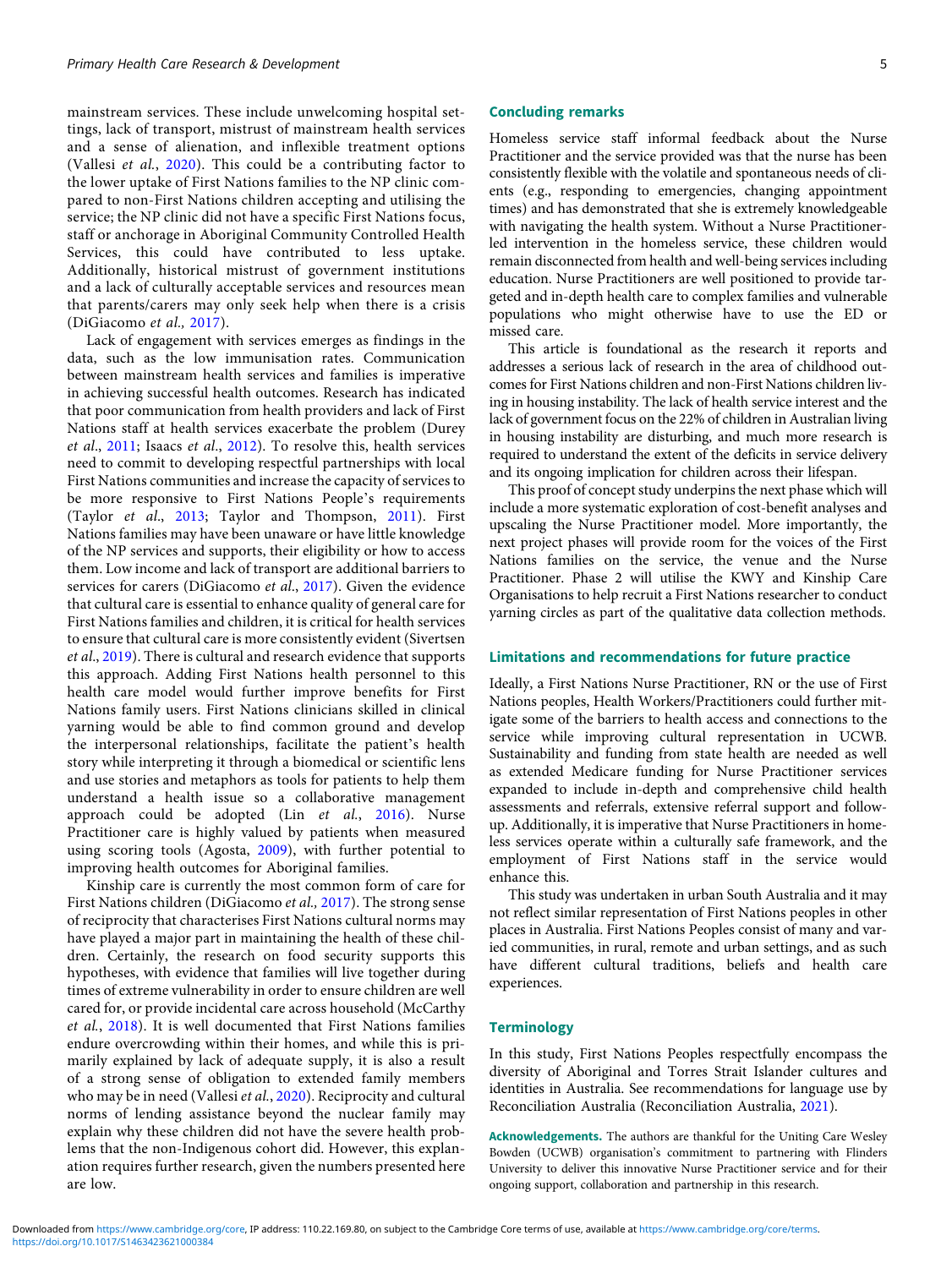mainstream services. These include unwelcoming hospital settings, lack of transport, mistrust of mainstream health services and a sense of alienation, and inflexible treatment options (Vallesi *et al.*, 2020). This could be a contributing factor to the lower uptake of First Nations families to the NP clinic compared to non-First Nations children accepting and utilising the service; given the NP clinic did not have a specific First Nations focus, staff or anchorage in Aboriginal Community Controlled Health Services, this could have contributed to less uptake. Additionally, historical mistrust of government institutions and a lack of culturally acceptable services and resources mean that parents/carers may only seek help when there is a crisis (DiGiacomo *et al.,* 2017).

Lack of engagement with services emerges as findings in the data, such as the low immunisation rates. Communication between mainstream health services and families is imperative in achieving successful health outcomes. Research has indicated that poor communication from health providers and lack of First Nations staff at health services exacerbate the problem (Durey *et al*., 2011; Isaacs *et al*., 2012). To resolve this, health services need to commit to developing respectful partnerships with local First Nations communities and increase the capacity of services to be more responsive to First Nations People's requirements (Taylor *et al*., 2013; Taylor and Thompson, 2011). First Nations families may have been unaware or have little knowledge of the NP services and supports, their eligibility or how to access them. Low income and lack of transport are additional barriers to services for carers (DiGiacomo *et al*., 2017). Given the evidence that cultural care is essential to enhance quality of general care for First Nations families and children, it is critical for health services to ensure that cultural care is more consistently evident (Sivertsen *et al*., 2019). There is cultural and research evidence that supports this approach. Adding First Nations health personnel to this health care model would further improve benefits for First Nations family users. First Nations clinicians skilled in clinical yarning would be able to find common ground and develop the interpersonal relationships, facilitate the patient's health story while interpreting it through a biomedical or scientific lens and use stories and metaphors as tools for patients to help them understand a health issue so a collaborative management approach could be adopted (Lin *et al*., 2016). Nurse Practitioner care is highly valued by patients when measured using scoring tools (Agosta, 2009), with further potential to improving health outcomes for Aboriginal families.

Kinship care is currently the most common form of care for First Nations children (DiGiacomo *et al.,* 2017). The strong sense of reciprocity that characterises First Nations cultural norms may have played a major part in maintaining the health of these children. Certainly, the research on food security supports this hypotheses, with evidence that families will live together during times of extreme vulnerability in order to ensure children are well cared for, or provide incidental care across household (McCarthy *et al*., 2018). It is well documented that First Nations families endure overcrowding within their homes, and while this is primarily explained by lack of adequate supply, it is also a result of a strong sense of obligation to extended family members who may be in need (Vallesi *et al.*, 2020). Reciprocity and cultural norms of lending assistance beyond the nuclear family may explain why these children did not have the severe health problems that the non-Indigenous cohort did. However, this explanation requires further research, given the numbers presented here are low.

## Concluding remarks

Homeless service staff informal feedback about the Nurse Practitioner and the service provided was that the nurse has been consistently flexible with the volatile and spontaneous needs of clients (e.g., responding to emergencies, changing appointment times) and has demonstrated that she is extremely knowledgeable with navigating the health system. Without a Nurse Practitioner-led intervention in the homeless service, these children would remain disconnected from health and well-being services including education. Nurse Practitioners are well positioned to provide targeted and in-depth health care to complex families and vulnerable populations who might otherwise have to use the ED or missed care.

This article is foundational as the research it reports and addresses a serious lack of research in the area of childhood outcomes for First Nations children and non-First Nations children living in housing instability. The lack of health service interest and the lack of government focus on the 22% of children in Australian living in housing instability are disturbing, and much more research is required to understand the extent of the deficits in service delivery and its ongoing implication for children across their lifespan.

This proof of concept study underpins the next phase which will include a more systematic exploration of cost-benefit analyses and upscaling the Nurse Practitioner model. More importantly, the next project phases will provide room for the voices of the First Nations families on the service, the venue and the Nurse Practitioner. Phase 2 will utilise the KWY and Kinship Care Organisations to help recruit a First Nations researcher to conduct yarning circles as part of the qualitative data collection methods.

## Limitations and recommendations for future practice

Ideally, a First Nations Nurse Practitioner, RN or the use of First Nations peoples, Health Workers/Practitioners could further mitigate some of the barriers to health access and connections to the service while improving cultural representation in UCWB. Sustainability and funding from state health are needed as well as extended Medicare funding for Nurse Practitioner services expanded to include in-depth and comprehensive child health assessments and referrals, extensive referral support and follow-up. Additionally, it is imperative that Nurse Practitioners in homeless services operate within a culturally safe framework, and the employment of First Nations staff in the service would enhance this.

This study was undertaken in urban South Australia and it may not reflect similar representation of First Nations peoples in other places in Australia. First Nations Peoples consist of many and varied communities, in rural, remote and urban settings, and as such have different cultural traditions, beliefs and health care experiences.

## Terminology

In this study, First Nations Peoples respectfully encompass the diversity of Aboriginal and Torres Strait Islander cultures and identities in Australia. See recommendations for language use by Reconciliation Australia (Reconciliation Australia, 2021).

**Acknowledgements.** The authors are thankful for the Uniting Care Wesley Bowden (UCWB) organisation's commitment to partnering with Flinders University to deliver this innovative Nurse Practitioner service and for their ongoing support, collaboration and partnership in this research.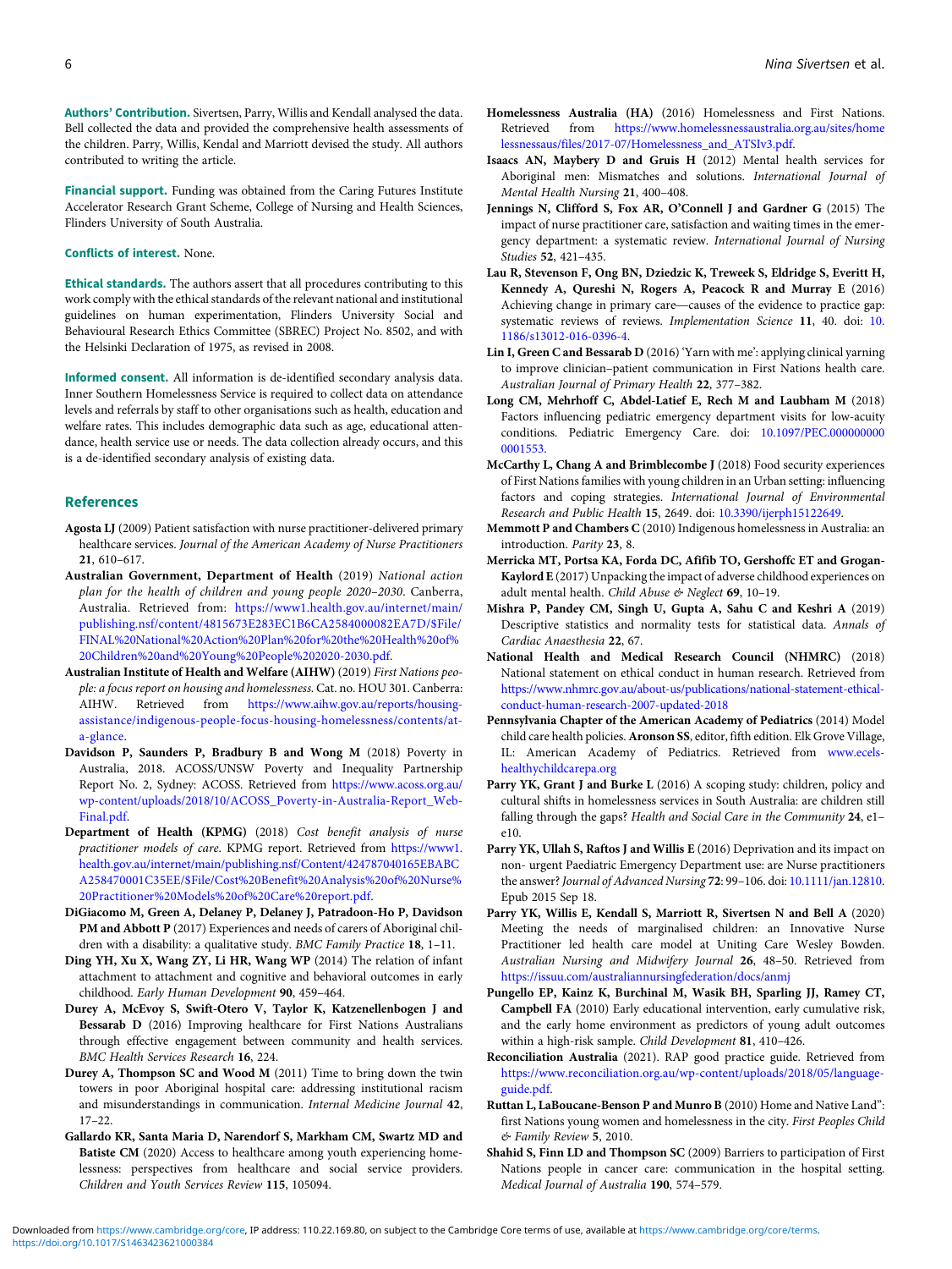**Authors' Contribution.** Sivertsen, Parry, Willis and Kendall analysed the data. Bell collected the data and provided the comprehensive health assessments of the children. Parry, Willis, Kendal and Marriott devised the study. All authors contributed to writing the article.

**Financial support.** Funding was obtained from the Caring Futures Institute Accelerator Research Grant Scheme, College of Nursing and Health Sciences, Flinders University of South Australia.

**Conflicts of interest.** None.

**Ethical standards.** The authors assert that all procedures contributing to this work comply with the ethical standards of the relevant national and institutional guidelines on human experimentation, Flinders University Social and Behavioural Research Ethics Committee (SBREC) Project No. 8502, and with the Helsinki Declaration of 1975, as revised in 2008.

**Informed consent.** All information is de-identified secondary analysis data. Inner Southern Homelessness Service is required to collect data on attendance levels and referrals by staff to other organisations such as health, education and welfare rates. This includes demographic data such as age, educational attendance, health service use or needs. The data collection already occurs, and this is a de-identified secondary analysis of existing data.

## References

**Agosta LJ** (2009) Patient satisfaction with nurse practitioner-delivered primary healthcare services. *Journal of the American Academy of Nurse Practitioners* **21**, 610–617.

**Australian Government, Department of Health** (2019) *National action plan for the health of children and young people 2020–2030*. Canberra, Australia. Retrieved from: https://www1.health.gov.au/internet/main/publishing.nsf/content/4815673E283EC1B6CA2584000082EA7D/$File/FINAL%20National%20Action%20Plan%20for%20the%20Health%20of%20Children%20and%20Young%20People%202020-2030.pdf.

**Australian Institute of Health and Welfare (AIHW)** (2019) *First Nations people: a focus report on housing and homelessness*. Cat. no. HOU 301. Canberra: AIHW. Retrieved from https://www.aihw.gov.au/reports/housing-assistance/indigenous-people-focus-housing-homelessness/contents/at-a-glance.

**Davidson P, Saunders P, Bradbury B and Wong M** (2018) Poverty in Australia, 2018. ACOSS/UNSW Poverty and Inequality Partnership Report No. 2, Sydney: ACOSS. Retrieved from https://www.acoss.org.au/wp-content/uploads/2018/10/ACOSS_Poverty-in-Australia-Report_Web-Final.pdf.

**Department of Health (KPMG)** (2018) *Cost benefit analysis of nurse practitioner models of care*. KPMG report. Retrieved from https://www1.health.gov.au/internet/main/publishing.nsf/Content/424787040165EBABCA258470001C35EE/$File/Cost%20Benefit%20Analysis%20of%20Nurse%20Practitioner%20Models%20of%20Care%20report.pdf.

**DiGiacomo M, Green A, Delaney P, Delaney J, Patradoon-Ho P, Davidson PM and Abbott P** (2017) Experiences and needs of carers of Aboriginal children with a disability: a qualitative study. *BMC Family Practice* **18**, 1–11.

**Ding YH, Xu X, Wang ZY, Li HR, Wang WP** (2014) The relation of infant attachment to attachment and cognitive and behavioral outcomes in early childhood. *Early Human Development* **90**, 459–464.

**Durey A, McEvoy S, Swift-Otero V, Taylor K, Katzenellenbogen J and Bessarab D** (2016) Improving healthcare for First Nations Australians through effective engagement between community and health services. *BMC Health Services Research* **16**, 224.

**Durey A, Thompson SC and Wood M** (2011) Time to bring down the twin towers in poor Aboriginal hospital care: addressing institutional racism and misunderstandings in communication. *Internal Medicine Journal* **42**, 17–22.

**Gallardo KR, Santa Maria D, Narendorf S, Markham CM, Swartz MD and Batiste CM** (2020) Access to healthcare among youth experiencing homelessness: perspectives from healthcare and social service providers. *Children and Youth Services Review* **115**, 105094.

**Homelessness Australia (HA)** (2016) Homelessness and First Nations. Retrieved from https://www.homelessnessaustralia.org.au/sites/homelessnessaus/files/2017-07/Homelessness_and_ATSIv3.pdf.

**Isaacs AN, Maybery D and Gruis H** (2012) Mental health services for Aboriginal men: Mismatches and solutions. *International Journal of Mental Health Nursing* **21**, 400–408.

**Jennings N, Clifford S, Fox AR, O'Connell J and Gardner G** (2015) The impact of nurse practitioner care, satisfaction and waiting times in the emergency department: a systematic review. *International Journal of Nursing Studies* **52**, 421–435.

**Lau R, Stevenson F, Ong BN, Dziedzic K, Treweek S, Eldridge S, Everitt H, Kennedy A, Qureshi N, Rogers A, Peacock R and Murray E** (2016) Achieving change in primary care—causes of the evidence to practice gap: systematic reviews of reviews. *Implementation Science* **11**, 40. doi: 10.1186/s13012-016-0396-4.

**Lin I, Green C and Bessarab D** (2016) 'Yarn with me': applying clinical yarning to improve clinician–patient communication in First Nations health care. *Australian Journal of Primary Health* **22**, 377–382.

**Long CM, Mehrhoff C, Abdel-Latief E, Rech M and Laubham M** (2018) Factors influencing pediatric emergency department visits for low-acuity conditions. Pediatric Emergency Care. doi: 10.1097/PEC.0000000000001553.

**McCarthy L, Chang A and Brimblecombe J** (2018) Food security experiences of First Nations families with young children in an Urban setting: influencing factors and coping strategies. *International Journal of Environmental Research and Public Health* **15**, 2649. doi: 10.3390/ijerph15122649.

**Memmott P and Chambers C** (2010) Indigenous homelessness in Australia: an introduction. *Parity* **23**, 8.

**Merricka MT, Portsa KA, Forda DC, Afifib TO, Gershoffc ET and Grogan-Kaylord E** (2017) Unpacking the impact of adverse childhood experiences on adult mental health. *Child Abuse & Neglect* **69**, 10–19.

**Mishra P, Pandey CM, Singh U, Gupta A, Sahu C and Keshri A** (2019) Descriptive statistics and normality tests for statistical data. *Annals of Cardiac Anaesthesia* **22**, 67.

**National Health and Medical Research Council (NHMRC)** (2018) National statement on ethical conduct in human research. Retrieved from https://www.nhmrc.gov.au/about-us/publications/national-statement-ethical-conduct-human-research-2007-updated-2018

**Pennsylvania Chapter of the American Academy of Pediatrics** (2014) Model child care health policies. **Aronson SS**, editor, fifth edition. Elk Grove Village, IL: American Academy of Pediatrics. Retrieved from www.ecels-healthychildcarepa.org

**Parry YK, Grant J and Burke L** (2016) A scoping study: children, policy and cultural shifts in homelessness services in South Australia: are children still falling through the gaps? *Health and Social Care in the Community* **24**, e1–e10.

**Parry YK, Ullah S, Raftos J and Willis E** (2016) Deprivation and its impact on non- urgent Paediatric Emergency Department use: are Nurse practitioners the answer? *Journal of Advanced Nursing* **72**: 99–106. doi: 10.1111/jan.12810. Epub 2015 Sep 18.

**Parry YK, Willis E, Kendall S, Marriott R, Sivertsen N and Bell A** (2020) Meeting the needs of marginalised children: an Innovative Nurse Practitioner led health care model at Uniting Care Wesley Bowden. *Australian Nursing and Midwifery Journal* **26**, 48–50. Retrieved from https://issuu.com/australiannursingfederation/docs/anmj

**Pungello EP, Kainz K, Burchinal M, Wasik BH, Sparling JJ, Ramey CT, Campbell FA** (2010) Early educational intervention, early cumulative risk, and the early home environment as predictors of young adult outcomes within a high-risk sample. *Child Development* **81**, 410–426.

**Reconciliation Australia** (2021). RAP good practice guide. Retrieved from https://www.reconciliation.org.au/wp-content/uploads/2018/05/language-guide.pdf.

**Ruttan L, LaBoucane-Benson P and Munro B** (2010) Home and Native Land": first Nations young women and homelessness in the city. *First Peoples Child & Family Review* **5**, 2010.

**Shahid S, Finn LD and Thompson SC** (2009) Barriers to participation of First Nations people in cancer care: communication in the hospital setting. *Medical Journal of Australia* **190**, 574–579.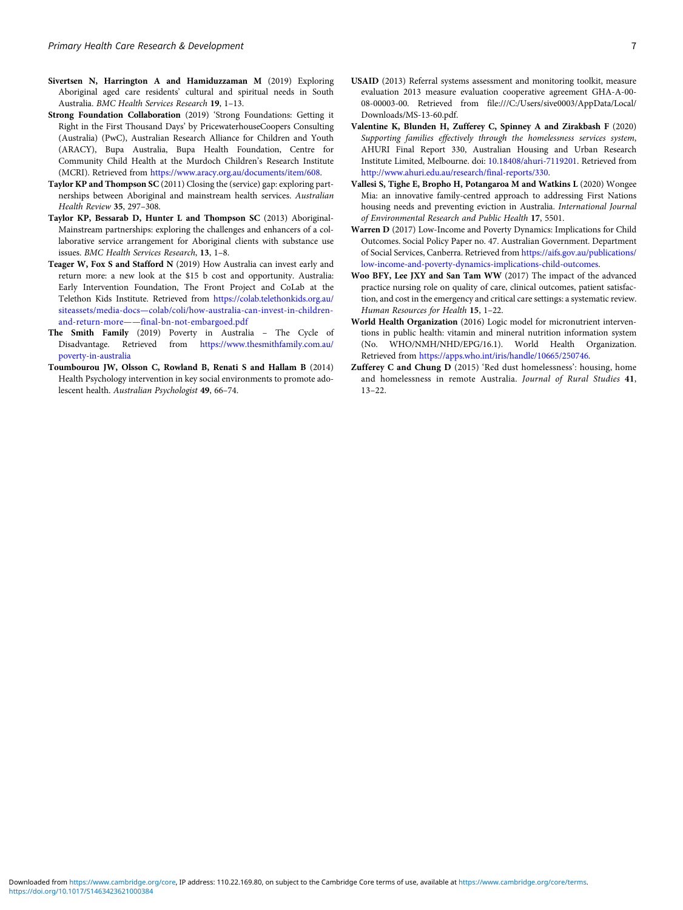**Sivertsen N, Harrington A and Hamiduzzaman M** (2019) Exploring Aboriginal aged care residents' cultural and spiritual needs in South Australia. *BMC Health Services Research* **19**, 1–13.

**Strong Foundation Collaboration** (2019) 'Strong Foundations: Getting it Right in the First Thousand Days' by PricewaterhouseCoopers Consulting (Australia) (PwC), Australian Research Alliance for Children and Youth (ARACY), Bupa Australia, Bupa Health Foundation, Centre for Community Child Health at the Murdoch Children's Research Institute (MCRI). Retrieved from https://www.aracy.org.au/documents/item/608.

**Taylor KP and Thompson SC** (2011) Closing the (service) gap: exploring partnerships between Aboriginal and mainstream health services. *Australian Health Review* **35**, 297–308.

**Taylor KP, Bessarab D, Hunter L and Thompson SC** (2013) Aboriginal-Mainstream partnerships: exploring the challenges and enhancers of a collaborative service arrangement for Aboriginal clients with substance use issues. *BMC Health Services Research*, **13**, 1–8.

**Teager W, Fox S and Stafford N** (2019) How Australia can invest early and return more: a new look at the $15 b cost and opportunity. Australia: Early Intervention Foundation, The Front Project and CoLab at the Telethon Kids Institute. Retrieved from https://colab.telethonkids.org.au/siteassets/media-docs—colab/coli/how-australia-can-invest-in-children-and-return-more——final-bn-not-embargoed.pdf

**The Smith Family** (2019) Poverty in Australia – The Cycle of Disadvantage. Retrieved from https://www.thesmithfamily.com.au/poverty-in-australia

**Toumbourou JW, Olsson C, Rowland B, Renati S and Hallam B** (2014) Health Psychology intervention in key social environments to promote adolescent health. *Australian Psychologist* **49**, 66–74.

**USAID** (2013) Referral systems assessment and monitoring toolkit, measure evaluation 2013 measure evaluation cooperative agreement GHA-A-00-08-00003-00. Retrieved from file:///C:/Users/sive0003/AppData/Local/Downloads/MS-13-60.pdf.

**Valentine K, Blunden H, Zufferey C, Spinney A and Zirakbash F** (2020) *Supporting families effectively through the homelessness services system*, AHURI Final Report 330, Australian Housing and Urban Research Institute Limited, Melbourne. doi: 10.18408/ahuri-7119201. Retrieved from http://www.ahuri.edu.au/research/final-reports/330.

**Vallesi S, Tighe E, Bropho H, Potangaroa M and Watkins L** (2020) Wongee Mia: an innovative family-centred approach to addressing First Nations housing needs and preventing eviction in Australia. *International Journal of Environmental Research and Public Health* **17**, 5501.

**Warren D** (2017) Low-Income and Poverty Dynamics: Implications for Child Outcomes. Social Policy Paper no. 47. Australian Government. Department of Social Services, Canberra. Retrieved from https://aifs.gov.au/publications/low-income-and-poverty-dynamics-implications-child-outcomes.

**Woo BFY, Lee JXY and San Tam WW** (2017) The impact of the advanced practice nursing role on quality of care, clinical outcomes, patient satisfaction, and cost in the emergency and critical care settings: a systematic review. *Human Resources for Health* **15**, 1–22.

**World Health Organization** (2016) Logic model for micronutrient interventions in public health: vitamin and mineral nutrition information system (No. WHO/NMH/NHD/EPG/16.1). World Health Organization. Retrieved from https://apps.who.int/iris/handle/10665/250746.

**Zufferey C and Chung D** (2015) 'Red dust homelessness': housing, home and homelessness in remote Australia. *Journal of Rural Studies* **41**, 13–22.